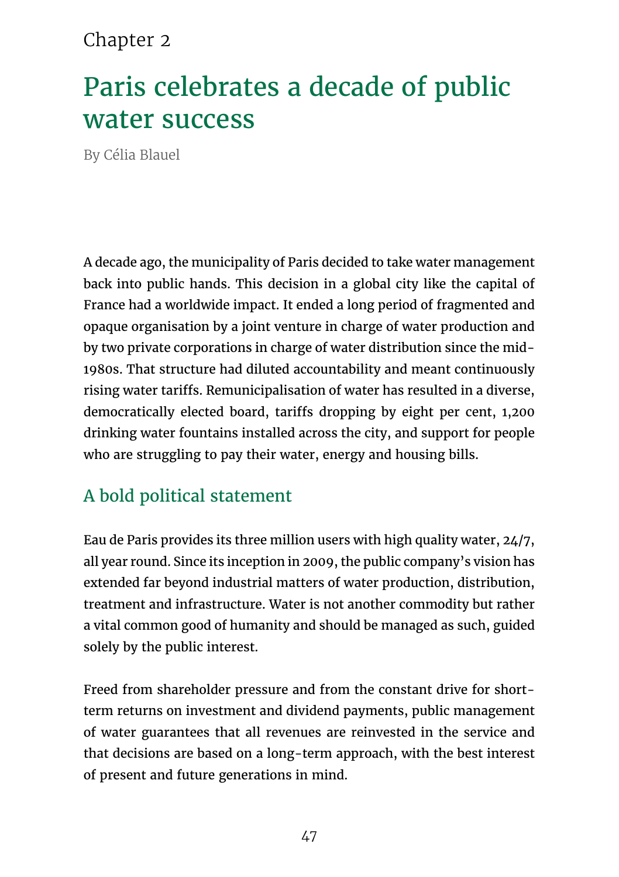Chapter 2

# Paris celebrates a decade of public water success

By Célia Blauel

A decade ago, the municipality of Paris decided to take water management back into public hands. This decision in a global city like the capital of France had a worldwide impact. It ended a long period of fragmented and opaque organisation by a joint venture in charge of water production and by two private corporations in charge of water distribution since the mid-1980s. That structure had diluted accountability and meant continuously rising water tariffs. Remunicipalisation of water has resulted in a diverse, democratically elected board, tariffs dropping by eight per cent, 1,200 drinking water fountains installed across the city, and support for people who are struggling to pay their water, energy and housing bills.

## A bold political statement

Eau de Paris provides its three million users with high quality water, 24/7, all year round. Since its inception in 2009, the public company's vision has extended far beyond industrial matters of water production, distribution, treatment and infrastructure. Water is not another commodity but rather a vital common good of humanity and should be managed as such, guided solely by the public interest.

Freed from shareholder pressure and from the constant drive for short-term returns on investment and dividend payments, public management of water guarantees that all revenues are reinvested in the service and that decisions are based on a long-term approach, with the best interest of present and future generations in mind.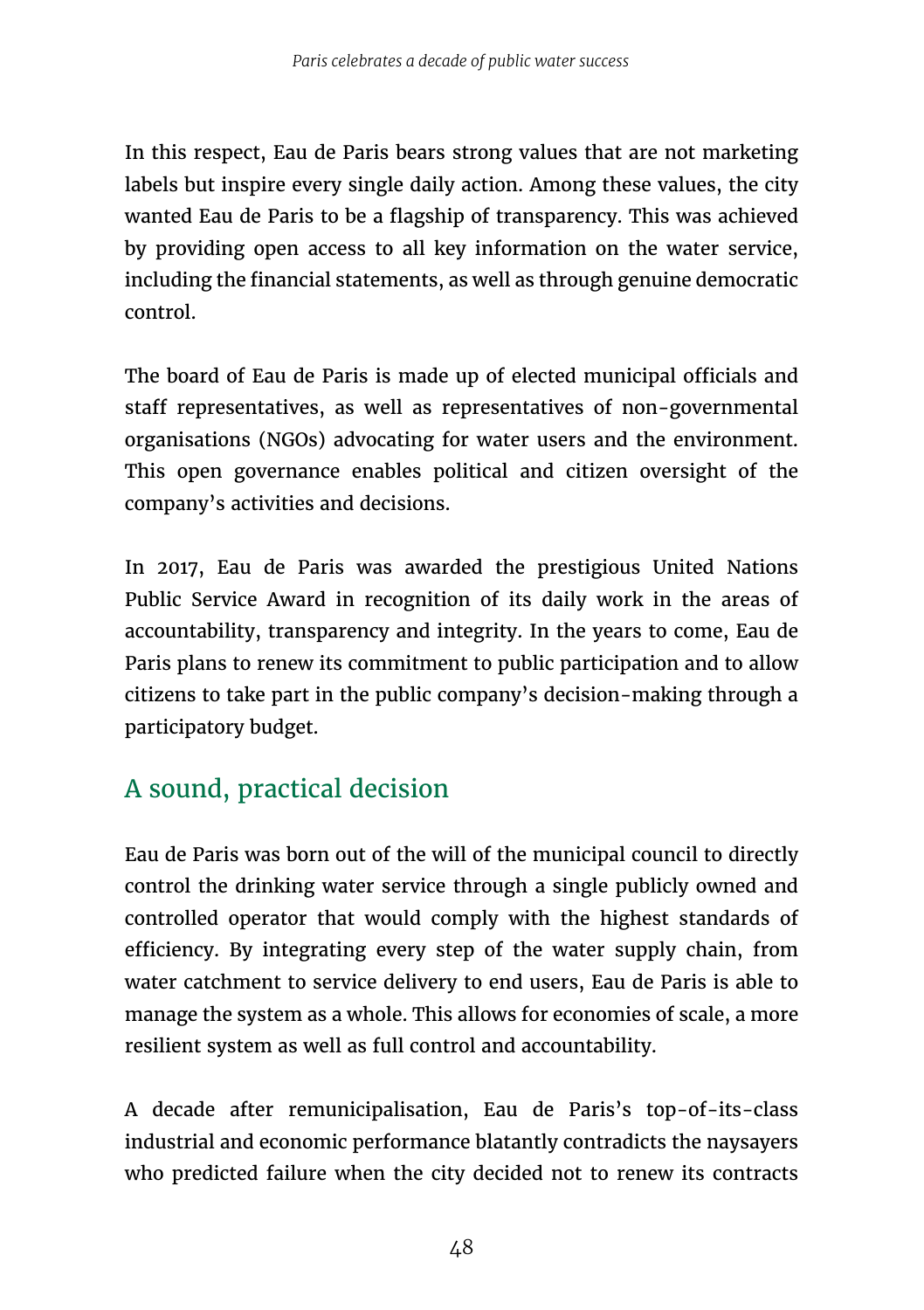In this respect, Eau de Paris bears strong values that are not marketing labels but inspire every single daily action. Among these values, the city wanted Eau de Paris to be a flagship of transparency. This was achieved by providing open access to all key information on the water service, including the financial statements, as well as through genuine democratic control.

The board of Eau de Paris is made up of elected municipal officials and staff representatives, as well as representatives of non-governmental organisations (NGOs) advocating for water users and the environment. This open governance enables political and citizen oversight of the company's activities and decisions.

In 2017, Eau de Paris was awarded the prestigious United Nations Public Service Award in recognition of its daily work in the areas of accountability, transparency and integrity. In the years to come, Eau de Paris plans to renew its commitment to public participation and to allow citizens to take part in the public company's decision-making through a participatory budget.

## A sound, practical decision

Eau de Paris was born out of the will of the municipal council to directly control the drinking water service through a single publicly owned and controlled operator that would comply with the highest standards of efficiency. By integrating every step of the water supply chain, from water catchment to service delivery to end users, Eau de Paris is able to manage the system as a whole. This allows for economies of scale, a more resilient system as well as full control and accountability.

A decade after remunicipalisation, Eau de Paris's top-of-its-class industrial and economic performance blatantly contradicts the naysayers who predicted failure when the city decided not to renew its contracts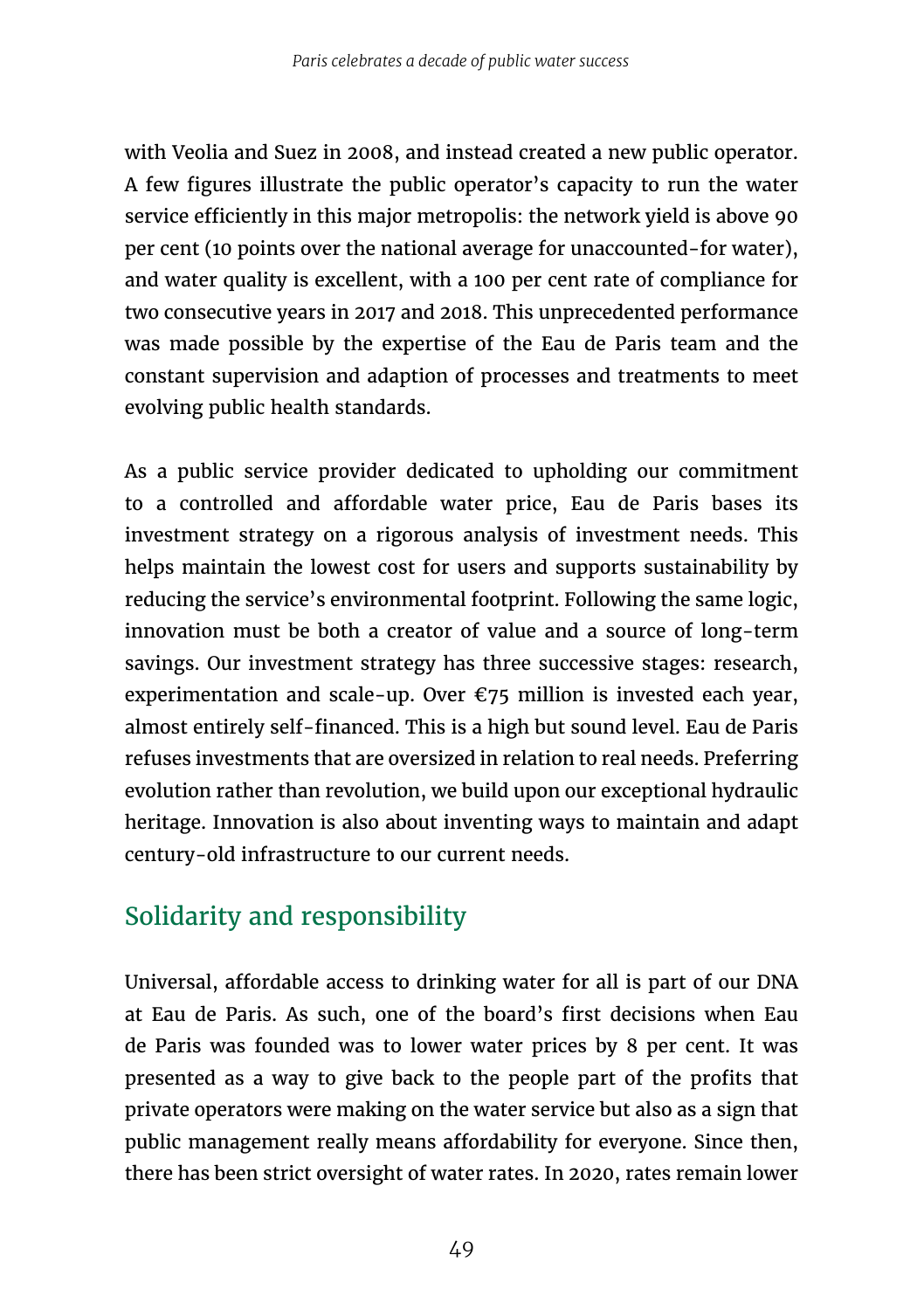with Veolia and Suez in 2008, and instead created a new public operator. A few figures illustrate the public operator's capacity to run the water service efficiently in this major metropolis: the network yield is above 90 per cent (10 points over the national average for unaccounted-for water), and water quality is excellent, with a 100 per cent rate of compliance for two consecutive years in 2017 and 2018. This unprecedented performance was made possible by the expertise of the Eau de Paris team and the constant supervision and adaption of processes and treatments to meet evolving public health standards.

As a public service provider dedicated to upholding our commitment to a controlled and affordable water price, Eau de Paris bases its investment strategy on a rigorous analysis of investment needs. This helps maintain the lowest cost for users and supports sustainability by reducing the service's environmental footprint. Following the same logic, innovation must be both a creator of value and a source of long-term savings. Our investment strategy has three successive stages: research, experimentation and scale-up. Over €75 million is invested each year, almost entirely self-financed. This is a high but sound level. Eau de Paris refuses investments that are oversized in relation to real needs. Preferring evolution rather than revolution, we build upon our exceptional hydraulic heritage. Innovation is also about inventing ways to maintain and adapt century-old infrastructure to our current needs.

## Solidarity and responsibility

Universal, affordable access to drinking water for all is part of our DNA at Eau de Paris. As such, one of the board's first decisions when Eau de Paris was founded was to lower water prices by 8 per cent. It was presented as a way to give back to the people part of the profits that private operators were making on the water service but also as a sign that public management really means affordability for everyone. Since then, there has been strict oversight of water rates. In 2020, rates remain lower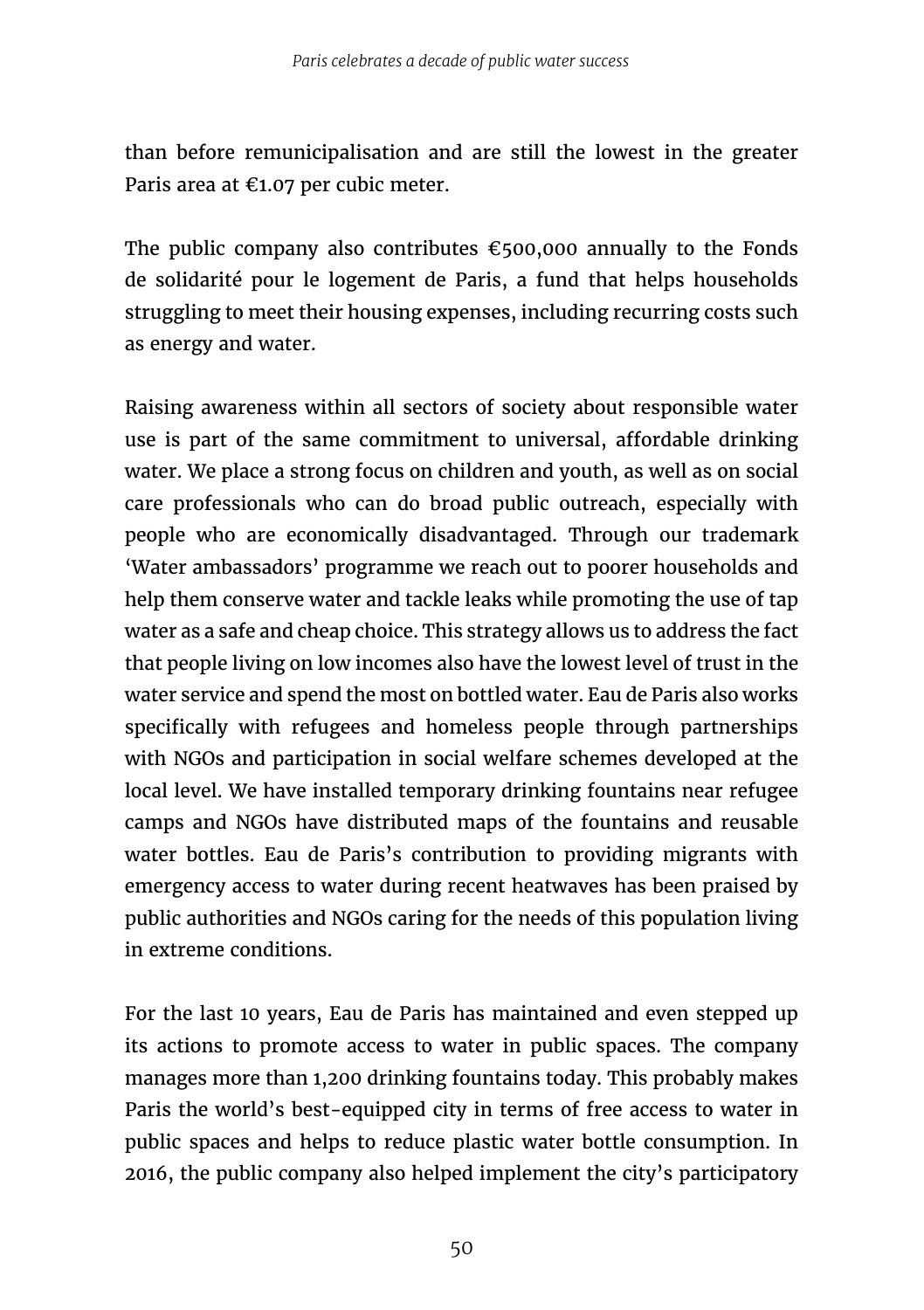than before remunicipalisation and are still the lowest in the greater Paris area at €1.07 per cubic meter.

The public company also contributes €500,000 annually to the Fonds de solidarité pour le logement de Paris, a fund that helps households struggling to meet their housing expenses, including recurring costs such as energy and water.

Raising awareness within all sectors of society about responsible water use is part of the same commitment to universal, affordable drinking water. We place a strong focus on children and youth, as well as on social care professionals who can do broad public outreach, especially with people who are economically disadvantaged. Through our trademark 'Water ambassadors' programme we reach out to poorer households and help them conserve water and tackle leaks while promoting the use of tap water as a safe and cheap choice. This strategy allows us to address the fact that people living on low incomes also have the lowest level of trust in the water service and spend the most on bottled water. Eau de Paris also works specifically with refugees and homeless people through partnerships with NGOs and participation in social welfare schemes developed at the local level. We have installed temporary drinking fountains near refugee camps and NGOs have distributed maps of the fountains and reusable water bottles. Eau de Paris's contribution to providing migrants with emergency access to water during recent heatwaves has been praised by public authorities and NGOs caring for the needs of this population living in extreme conditions.

For the last 10 years, Eau de Paris has maintained and even stepped up its actions to promote access to water in public spaces. The company manages more than 1,200 drinking fountains today. This probably makes Paris the world's best-equipped city in terms of free access to water in public spaces and helps to reduce plastic water bottle consumption. In 2016, the public company also helped implement the city's participatory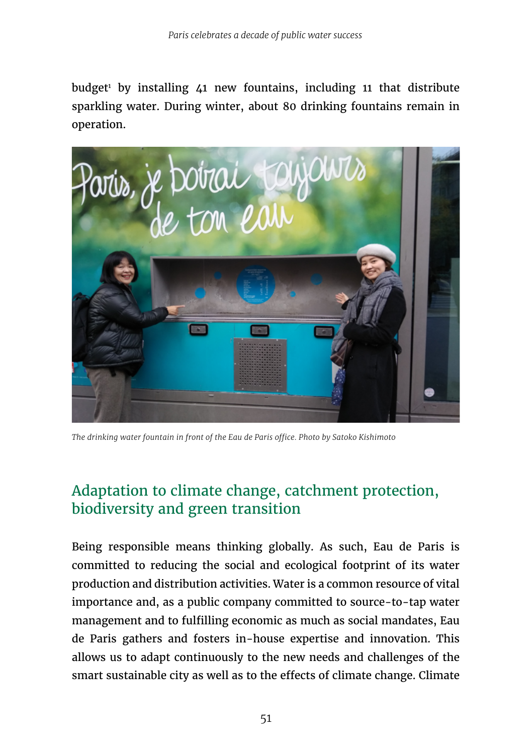budget[1] by installing 41 new fountains, including 11 that distribute sparkling water. During winter, about 80 drinking fountains remain in operation.

The drinking water fountain in front of the Eau de Paris office. Photo by Satoko Kishimoto

## Adaptation to climate change, catchment protection, biodiversity and green transition

Being responsible means thinking globally. As such, Eau de Paris is committed to reducing the social and ecological footprint of its water production and distribution activities. Water is a common resource of vital importance and, as a public company committed to source-to-tap water management and to fulfilling economic as much as social mandates, Eau de Paris gathers and fosters in-house expertise and innovation. This allows us to adapt continuously to the new needs and challenges of the smart sustainable city as well as to the effects of climate change. Climate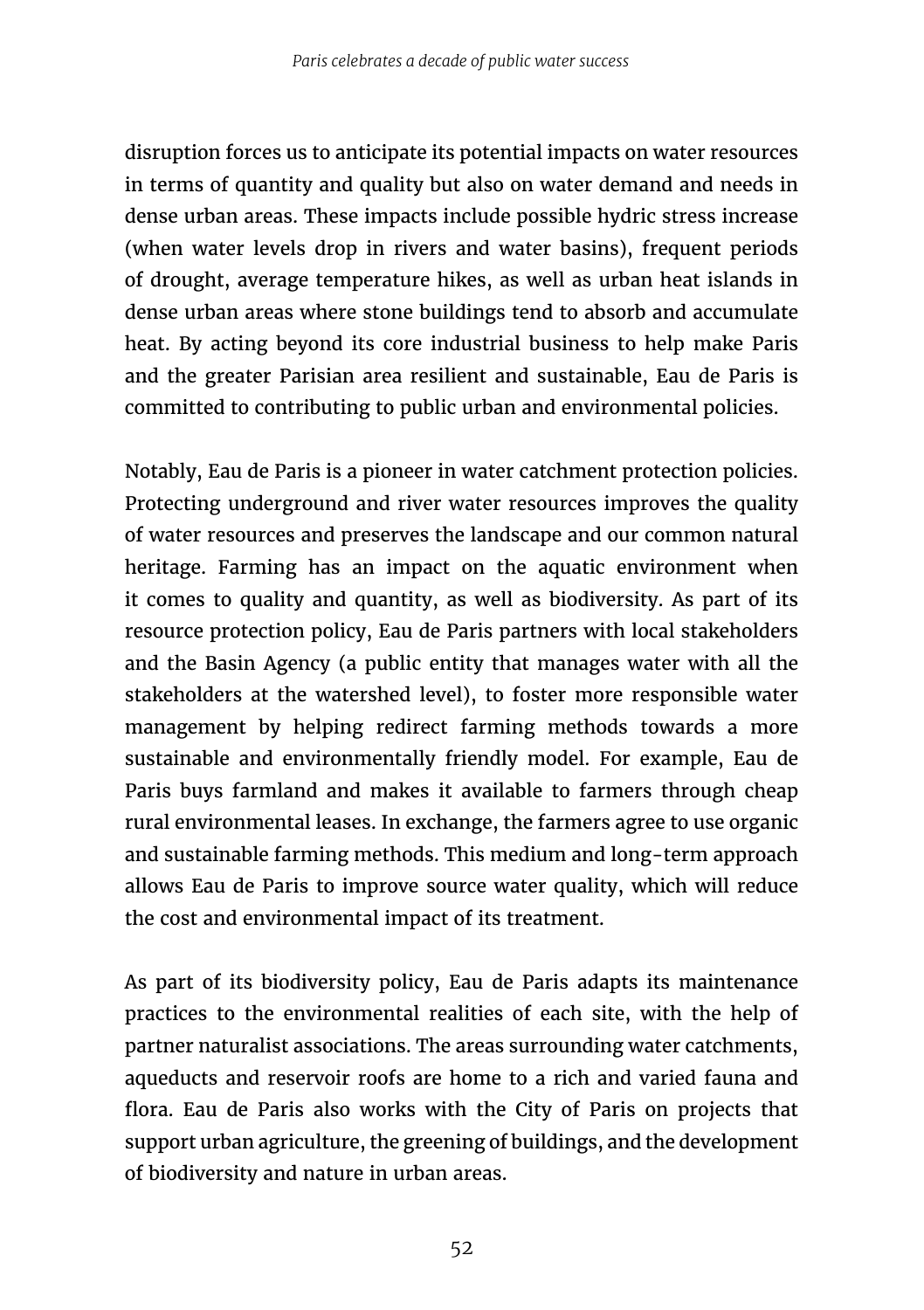disruption forces us to anticipate its potential impacts on water resources in terms of quantity and quality but also on water demand and needs in dense urban areas. These impacts include possible hydric stress increase (when water levels drop in rivers and water basins), frequent periods of drought, average temperature hikes, as well as urban heat islands in dense urban areas where stone buildings tend to absorb and accumulate heat. By acting beyond its core industrial business to help make Paris and the greater Parisian area resilient and sustainable, Eau de Paris is committed to contributing to public urban and environmental policies.

Notably, Eau de Paris is a pioneer in water catchment protection policies. Protecting underground and river water resources improves the quality of water resources and preserves the landscape and our common natural heritage. Farming has an impact on the aquatic environment when it comes to quality and quantity, as well as biodiversity. As part of its resource protection policy, Eau de Paris partners with local stakeholders and the Basin Agency (a public entity that manages water with all the stakeholders at the watershed level), to foster more responsible water management by helping redirect farming methods towards a more sustainable and environmentally friendly model. For example, Eau de Paris buys farmland and makes it available to farmers through cheap rural environmental leases. In exchange, the farmers agree to use organic and sustainable farming methods. This medium and long-term approach allows Eau de Paris to improve source water quality, which will reduce the cost and environmental impact of its treatment.

As part of its biodiversity policy, Eau de Paris adapts its maintenance practices to the environmental realities of each site, with the help of partner naturalist associations. The areas surrounding water catchments, aqueducts and reservoir roofs are home to a rich and varied fauna and flora. Eau de Paris also works with the City of Paris on projects that support urban agriculture, the greening of buildings, and the development of biodiversity and nature in urban areas.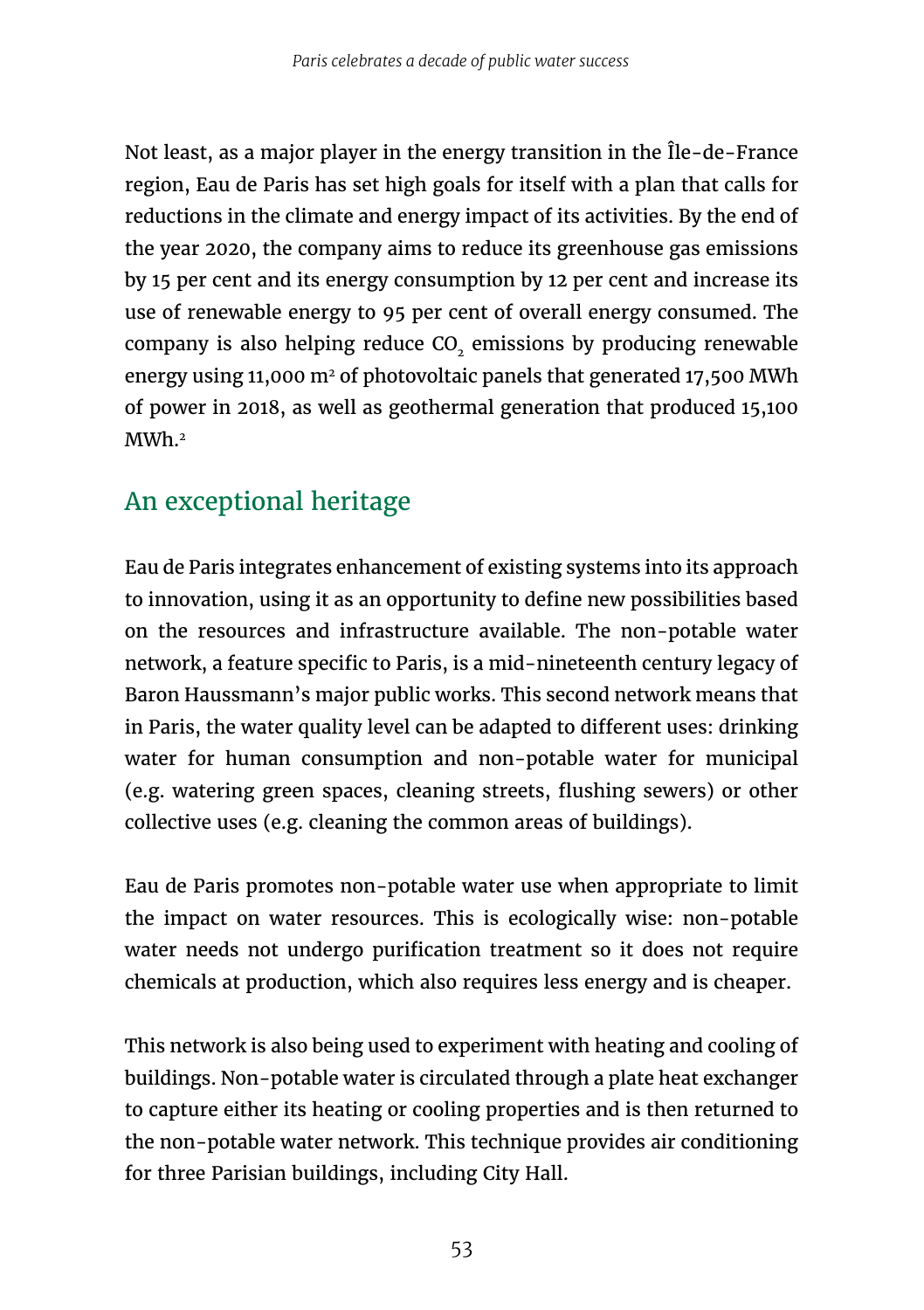Not least, as a major player in the energy transition in the Île-de-France region, Eau de Paris has set high goals for itself with a plan that calls for reductions in the climate and energy impact of its activities. By the end of the year 2020, the company aims to reduce its greenhouse gas emissions by 15 per cent and its energy consumption by 12 per cent and increase its use of renewable energy to 95 per cent of overall energy consumed. The company is also helping reduce $CO_2$ emissions by producing renewable energy using 11,000 $m^2$ of photovoltaic panels that generated 17,500 MWh of power in 2018, as well as geothermal generation that produced 15,100 MWh.[2]

## An exceptional heritage

Eau de Paris integrates enhancement of existing systems into its approach to innovation, using it as an opportunity to define new possibilities based on the resources and infrastructure available. The non-potable water network, a feature specific to Paris, is a mid-nineteenth century legacy of Baron Haussmann's major public works. This second network means that in Paris, the water quality level can be adapted to different uses: drinking water for human consumption and non-potable water for municipal (e.g. watering green spaces, cleaning streets, flushing sewers) or other collective uses (e.g. cleaning the common areas of buildings).

Eau de Paris promotes non-potable water use when appropriate to limit the impact on water resources. This is ecologically wise: non-potable water needs not undergo purification treatment so it does not require chemicals at production, which also requires less energy and is cheaper.

This network is also being used to experiment with heating and cooling of buildings. Non-potable water is circulated through a plate heat exchanger to capture either its heating or cooling properties and is then returned to the non-potable water network. This technique provides air conditioning for three Parisian buildings, including City Hall.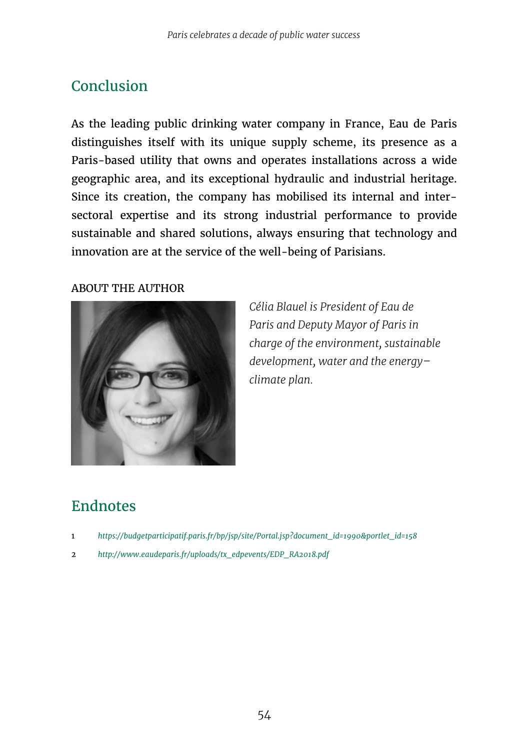## Conclusion

As the leading public drinking water company in France, Eau de Paris distinguishes itself with its unique supply scheme, its presence as a Paris-based utility that owns and operates installations across a wide geographic area, and its exceptional hydraulic and industrial heritage. Since its creation, the company has mobilised its internal and inter-sectoral expertise and its strong industrial performance to provide sustainable and shared solutions, always ensuring that technology and innovation are at the service of the well-being of Parisians.

ABOUT THE AUTHOR

*Célia Blauel is President of Eau de Paris and Deputy Mayor of Paris in charge of the environment, sustainable development, water and the energy–climate plan.*

## Endnotes

1 *https://budgetparticipatif.paris.fr/bp/jsp/site/Portal.jsp?document_id=1990&portlet_id=158*

2 *http://www.eaudeparis.fr/uploads/tx_edpevents/EDP_RA2018.pdf*